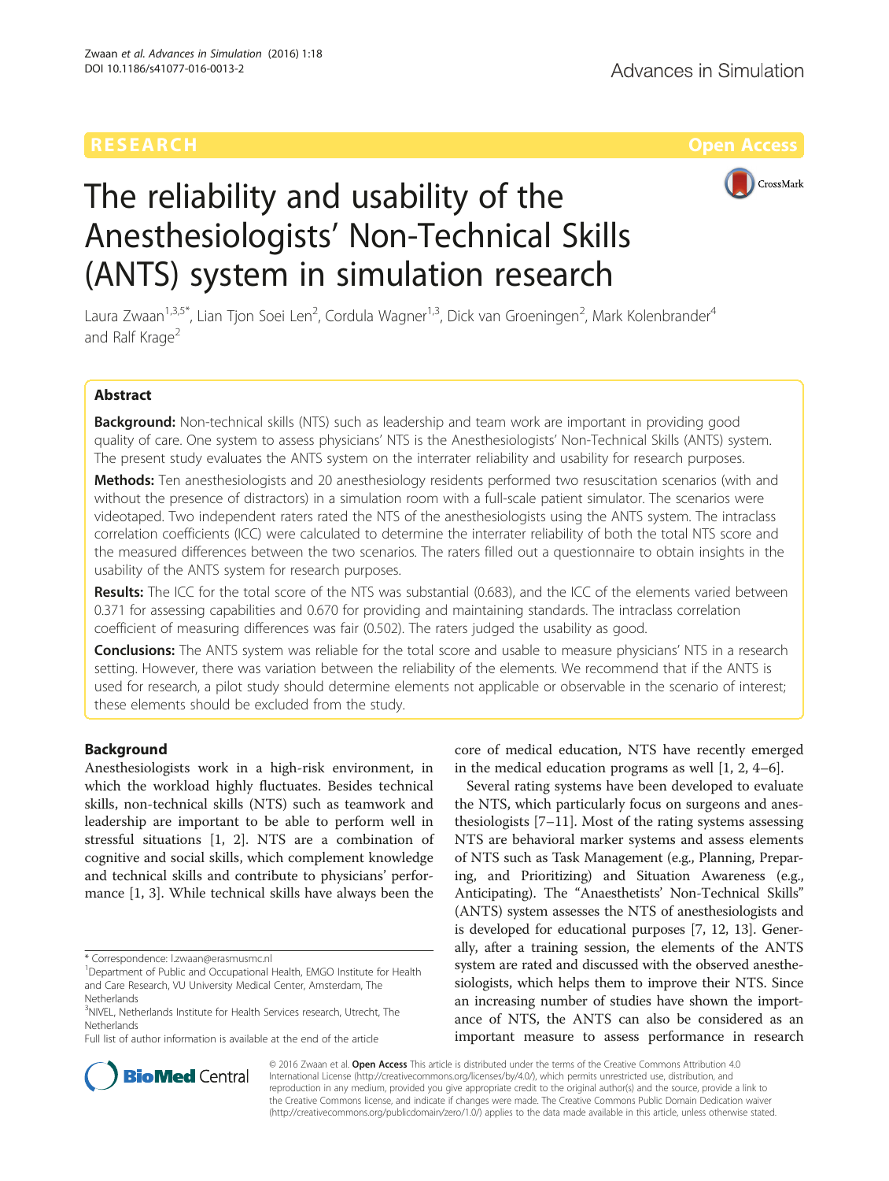RESEARCH Open Access

# The reliability and usability of the Anesthesiologists' Non-Technical Skills (ANTS) system in simulation research

Laura Zwaan[1,3,5*], Lian Tjon Soei Len[2], Cordula Wagner[1,3], Dick van Groeningen[2], Mark Kolenbrander[4] and Ralf Krage[2]

## Abstract

**Background:** Non-technical skills (NTS) such as leadership and team work are important in providing good quality of care. One system to assess physicians' NTS is the Anesthesiologists' Non-Technical Skills (ANTS) system. The present study evaluates the ANTS system on the interrater reliability and usability for research purposes.

**Methods:** Ten anesthesiologists and 20 anesthesiology residents performed two resuscitation scenarios (with and without the presence of distractors) in a simulation room with a full-scale patient simulator. The scenarios were videotaped. Two independent raters rated the NTS of the anesthesiologists using the ANTS system. The intraclass correlation coefficients (ICC) were calculated to determine the interrater reliability of both the total NTS score and the measured differences between the two scenarios. The raters filled out a questionnaire to obtain insights in the usability of the ANTS system for research purposes.

**Results:** The ICC for the total score of the NTS was substantial (0.683), and the ICC of the elements varied between 0.371 for assessing capabilities and 0.670 for providing and maintaining standards. The intraclass correlation coefficient of measuring differences was fair (0.502). The raters judged the usability as good.

**Conclusions:** The ANTS system was reliable for the total score and usable to measure physicians' NTS in a research setting. However, there was variation between the reliability of the elements. We recommend that if the ANTS is used for research, a pilot study should determine elements not applicable or observable in the scenario of interest; these elements should be excluded from the study.

## Background

Anesthesiologists work in a high-risk environment, in which the workload highly fluctuates. Besides technical skills, non-technical skills (NTS) such as teamwork and leadership are important to be able to perform well in stressful situations [1, 2]. NTS are a combination of cognitive and social skills, which complement knowledge and technical skills and contribute to physicians' performance [1, 3]. While technical skills have always been the core of medical education, NTS have recently emerged in the medical education programs as well [1, 2, 4–6].

Several rating systems have been developed to evaluate the NTS, which particularly focus on surgeons and anesthesiologists [7–11]. Most of the rating systems assessing NTS are behavioral marker systems and assess elements of NTS such as Task Management (e.g., Planning, Preparing, and Prioritizing) and Situation Awareness (e.g., Anticipating). The "Anaesthetists' Non-Technical Skills" (ANTS) system assesses the NTS of anesthesiologists and is developed for educational purposes [7, 12, 13]. Generally, after a training session, the elements of the ANTS system are rated and discussed with the observed anesthesiologists, which helps them to improve their NTS. Since an increasing number of studies have shown the importance of NTS, the ANTS can also be considered as an important measure to assess performance in research

\* Correspondence: l.zwaan@erasmusmc.nl
[1]Department of Public and Occupational Health, EMGO Institute for Health and Care Research, VU University Medical Center, Amsterdam, The Netherlands
[3]NIVEL, Netherlands Institute for Health Services research, Utrecht, The Netherlands
Full list of author information is available at the end of the article

© 2016 Zwaan et al. **Open Access** This article is distributed under the terms of the Creative Commons Attribution 4.0 International License (http://creativecommons.org/licenses/by/4.0/), which permits unrestricted use, distribution, and reproduction in any medium, provided you give appropriate credit to the original author(s) and the source, provide a link to the Creative Commons license, and indicate if changes were made. The Creative Commons Public Domain Dedication waiver (http://creativecommons.org/publicdomain/zero/1.0/) applies to the data made available in this article, unless otherwise stated.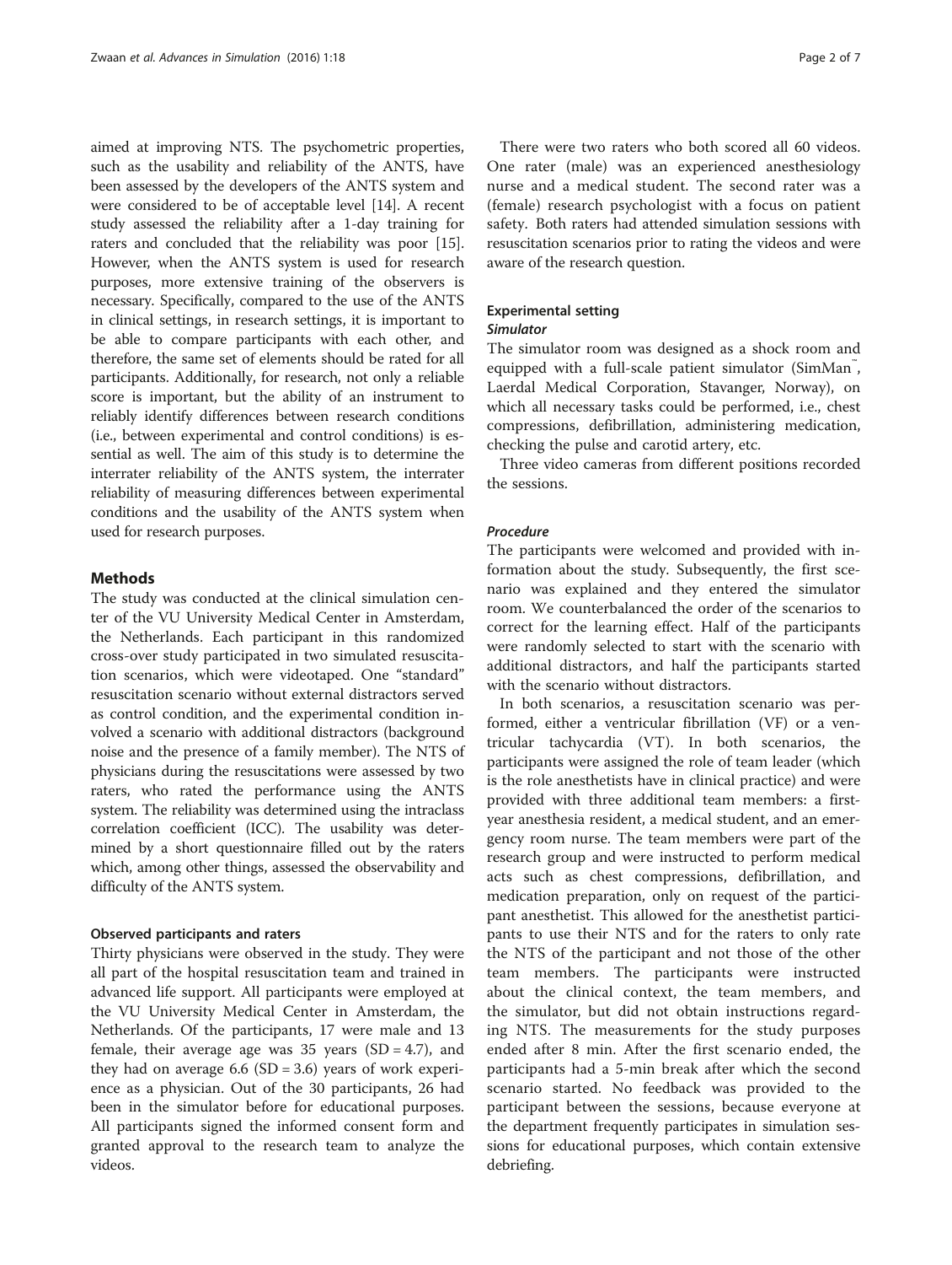aimed at improving NTS. The psychometric properties, such as the usability and reliability of the ANTS, have been assessed by the developers of the ANTS system and were considered to be of acceptable level [14]. A recent study assessed the reliability after a 1-day training for raters and concluded that the reliability was poor [15]. However, when the ANTS system is used for research purposes, more extensive training of the observers is necessary. Specifically, compared to the use of the ANTS in clinical settings, in research settings, it is important to be able to compare participants with each other, and therefore, the same set of elements should be rated for all participants. Additionally, for research, not only a reliable score is important, but the ability of an instrument to reliably identify differences between research conditions (i.e., between experimental and control conditions) is essential as well. The aim of this study is to determine the interrater reliability of the ANTS system, the interrater reliability of measuring differences between experimental conditions and the usability of the ANTS system when used for research purposes.

## Methods

The study was conducted at the clinical simulation center of the VU University Medical Center in Amsterdam, the Netherlands. Each participant in this randomized cross-over study participated in two simulated resuscitation scenarios, which were videotaped. One "standard" resuscitation scenario without external distractors served as control condition, and the experimental condition involved a scenario with additional distractors (background noise and the presence of a family member). The NTS of physicians during the resuscitations were assessed by two raters, who rated the performance using the ANTS system. The reliability was determined using the intraclass correlation coefficient (ICC). The usability was determined by a short questionnaire filled out by the raters which, among other things, assessed the observability and difficulty of the ANTS system.

### Observed participants and raters

Thirty physicians were observed in the study. They were all part of the hospital resuscitation team and trained in advanced life support. All participants were employed at the VU University Medical Center in Amsterdam, the Netherlands. Of the participants, 17 were male and 13 female, their average age was 35 years (SD = 4.7), and they had on average 6.6 (SD = 3.6) years of work experience as a physician. Out of the 30 participants, 26 had been in the simulator before for educational purposes. All participants signed the informed consent form and granted approval to the research team to analyze the videos.

There were two raters who both scored all 60 videos. One rater (male) was an experienced anesthesiology nurse and a medical student. The second rater was a (female) research psychologist with a focus on patient safety. Both raters had attended simulation sessions with resuscitation scenarios prior to rating the videos and were aware of the research question.

### Experimental setting

#### *Simulator*

The simulator room was designed as a shock room and equipped with a full-scale patient simulator (SimMan™, Laerdal Medical Corporation, Stavanger, Norway), on which all necessary tasks could be performed, i.e., chest compressions, defibrillation, administering medication, checking the pulse and carotid artery, etc.

Three video cameras from different positions recorded the sessions.

#### *Procedure*

The participants were welcomed and provided with information about the study. Subsequently, the first scenario was explained and they entered the simulator room. We counterbalanced the order of the scenarios to correct for the learning effect. Half of the participants were randomly selected to start with the scenario with additional distractors, and half the participants started with the scenario without distractors.

In both scenarios, a resuscitation scenario was performed, either a ventricular fibrillation (VF) or a ventricular tachycardia (VT). In both scenarios, the participants were assigned the role of team leader (which is the role anesthetists have in clinical practice) and were provided with three additional team members: a first-year anesthesia resident, a medical student, and an emergency room nurse. The team members were part of the research group and were instructed to perform medical acts such as chest compressions, defibrillation, and medication preparation, only on request of the participant anesthetist. This allowed for the anesthetist participants to use their NTS and for the raters to only rate the NTS of the participant and not those of the other team members. The participants were instructed about the clinical context, the team members, and the simulator, but did not obtain instructions regarding NTS. The measurements for the study purposes ended after 8 min. After the first scenario ended, the participants had a 5-min break after which the second scenario started. No feedback was provided to the participant between the sessions, because everyone at the department frequently participates in simulation sessions for educational purposes, which contain extensive debriefing.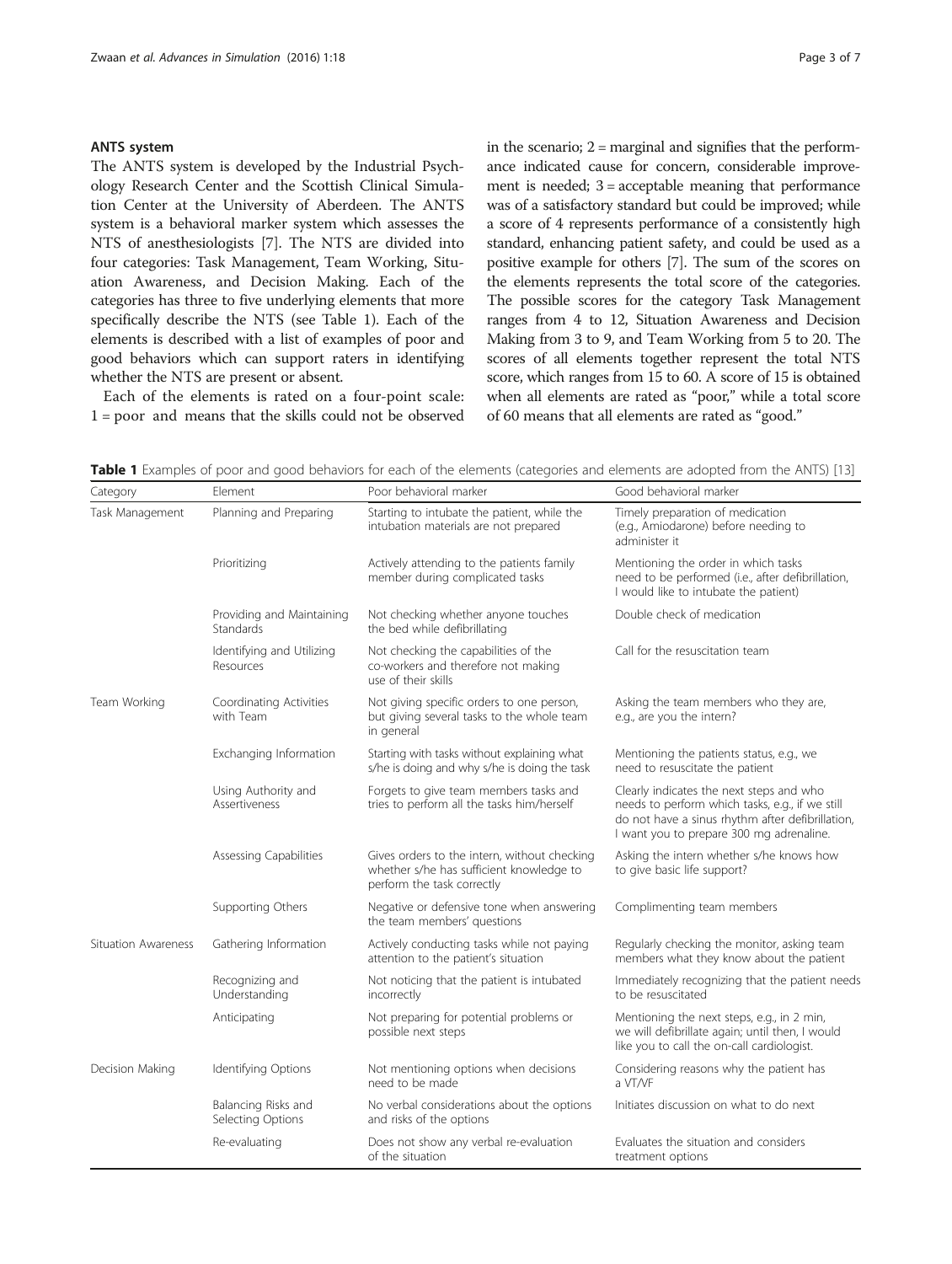### ANTS system

The ANTS system is developed by the Industrial Psychology Research Center and the Scottish Clinical Simulation Center at the University of Aberdeen. The ANTS system is a behavioral marker system which assesses the NTS of anesthesiologists [7]. The NTS are divided into four categories: Task Management, Team Working, Situation Awareness, and Decision Making. Each of the categories has three to five underlying elements that more specifically describe the NTS (see Table 1). Each of the elements is described with a list of examples of poor and good behaviors which can support raters in identifying whether the NTS are present or absent.

Each of the elements is rated on a four-point scale: 1 = poor and means that the skills could not be observed in the scenario; 2 = marginal and signifies that the performance indicated cause for concern, considerable improvement is needed; 3 = acceptable meaning that performance was of a satisfactory standard but could be improved; while a score of 4 represents performance of a consistently high standard, enhancing patient safety, and could be used as a positive example for others [7]. The sum of the scores on the elements represents the total score of the categories. The possible scores for the category Task Management ranges from 4 to 12, Situation Awareness and Decision Making from 3 to 9, and Team Working from 5 to 20. The scores of all elements together represent the total NTS score, which ranges from 15 to 60. A score of 15 is obtained when all elements are rated as "poor," while a total score of 60 means that all elements are rated as "good."

**Table 1** Examples of poor and good behaviors for each of the elements (categories and elements are adopted from the ANTS) [13]

| Category | Element | Poor behavioral marker | Good behavioral marker |
|---|---|---|---|
| Task Management | Planning and Preparing | Starting to intubate the patient, while the intubation materials are not prepared | Timely preparation of medication (e.g., Amiodarone) before needing to administer it |
| | Prioritizing | Actively attending to the patients family member during complicated tasks | Mentioning the order in which tasks need to be performed (i.e., after defibrillation, I would like to intubate the patient) |
| | Providing and Maintaining Standards | Not checking whether anyone touches the bed while defibrillating | Double check of medication |
| | Identifying and Utilizing Resources | Not checking the capabilities of the co-workers and therefore not making use of their skills | Call for the resuscitation team |
| Team Working | Coordinating Activities with Team | Not giving specific orders to one person, but giving several tasks to the whole team in general | Asking the team members who they are, e.g., are you the intern? |
| | Exchanging Information | Starting with tasks without explaining what s/he is doing and why s/he is doing the task | Mentioning the patients status, e.g., we need to resuscitate the patient |
| | Using Authority and Assertiveness | Forgets to give team members tasks and tries to perform all the tasks him/herself | Clearly indicates the next steps and who needs to perform which tasks, e.g., if we still do not have a sinus rhythm after defibrillation, I want you to prepare 300 mg adrenaline. |
| | Assessing Capabilities | Gives orders to the intern, without checking whether s/he has sufficient knowledge to perform the task correctly | Asking the intern whether s/he knows how to give basic life support? |
| | Supporting Others | Negative or defensive tone when answering the team members' questions | Complimenting team members |
| Situation Awareness | Gathering Information | Actively conducting tasks while not paying attention to the patient's situation | Regularly checking the monitor, asking team members what they know about the patient |
| | Recognizing and Understanding | Not noticing that the patient is intubated incorrectly | Immediately recognizing that the patient needs to be resuscitated |
| | Anticipating | Not preparing for potential problems or possible next steps | Mentioning the next steps, e.g., in 2 min, we will defibrillate again; until then, I would like you to call the on-call cardiologist. |
| Decision Making | Identifying Options | Not mentioning options when decisions need to be made | Considering reasons why the patient has a VT/VF |
| | Balancing Risks and Selecting Options | No verbal considerations about the options and risks of the options | Initiates discussion on what to do next |
| | Re-evaluating | Does not show any verbal re-evaluation of the situation | Evaluates the situation and considers treatment options |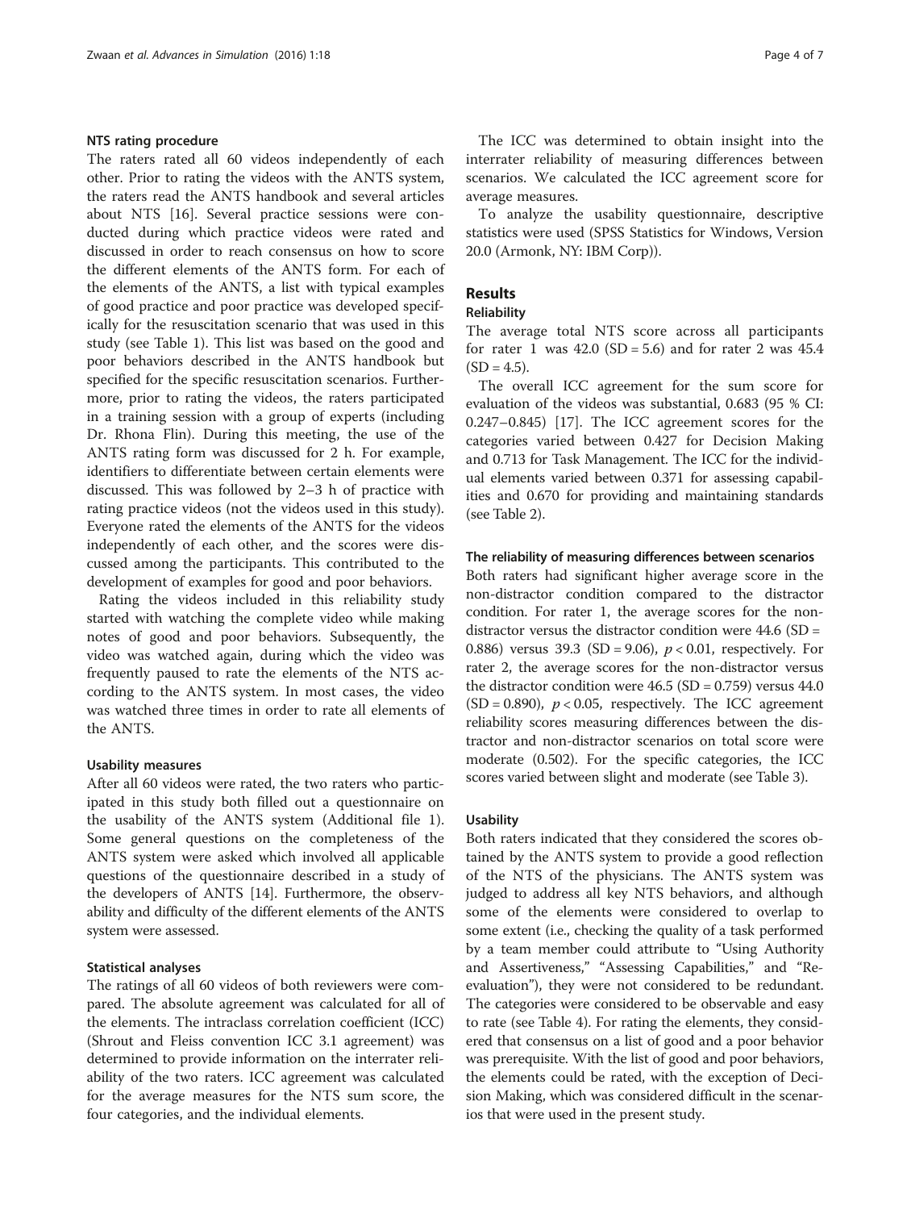### NTS rating procedure

The raters rated all 60 videos independently of each other. Prior to rating the videos with the ANTS system, the raters read the ANTS handbook and several articles about NTS [16]. Several practice sessions were conducted during which practice videos were rated and discussed in order to reach consensus on how to score the different elements of the ANTS form. For each of the elements of the ANTS, a list with typical examples of good practice and poor practice was developed specifically for the resuscitation scenario that was used in this study (see Table 1). This list was based on the good and poor behaviors described in the ANTS handbook but specified for the specific resuscitation scenarios. Furthermore, prior to rating the videos, the raters participated in a training session with a group of experts (including Dr. Rhona Flin). During this meeting, the use of the ANTS rating form was discussed for 2 h. For example, identifiers to differentiate between certain elements were discussed. This was followed by 2–3 h of practice with rating practice videos (not the videos used in this study). Everyone rated the elements of the ANTS for the videos independently of each other, and the scores were discussed among the participants. This contributed to the development of examples for good and poor behaviors.

Rating the videos included in this reliability study started with watching the complete video while making notes of good and poor behaviors. Subsequently, the video was watched again, during which the video was frequently paused to rate the elements of the NTS according to the ANTS system. In most cases, the video was watched three times in order to rate all elements of the ANTS.

### Usability measures

After all 60 videos were rated, the two raters who participated in this study both filled out a questionnaire on the usability of the ANTS system (Additional file 1). Some general questions on the completeness of the ANTS system were asked which involved all applicable questions of the questionnaire described in a study of the developers of ANTS [14]. Furthermore, the observability and difficulty of the different elements of the ANTS system were assessed.

### Statistical analyses

The ratings of all 60 videos of both reviewers were compared. The absolute agreement was calculated for all of the elements. The intraclass correlation coefficient (ICC) (Shrout and Fleiss convention ICC 3.1 agreement) was determined to provide information on the interrater reliability of the two raters. ICC agreement was calculated for the average measures for the NTS sum score, the four categories, and the individual elements.

The ICC was determined to obtain insight into the interrater reliability of measuring differences between scenarios. We calculated the ICC agreement score for average measures.

To analyze the usability questionnaire, descriptive statistics were used (SPSS Statistics for Windows, Version 20.0 (Armonk, NY: IBM Corp)).

## Results

### Reliability

The average total NTS score across all participants for rater 1 was 42.0 (SD = 5.6) and for rater 2 was 45.4 (SD = 4.5).

The overall ICC agreement for the sum score for evaluation of the videos was substantial, 0.683 (95 % CI: 0.247–0.845) [17]. The ICC agreement scores for the categories varied between 0.427 for Decision Making and 0.713 for Task Management. The ICC for the individual elements varied between 0.371 for assessing capabilities and 0.670 for providing and maintaining standards (see Table 2).

### The reliability of measuring differences between scenarios

Both raters had significant higher average score in the non-distractor condition compared to the distractor condition. For rater 1, the average scores for the non-distractor versus the distractor condition were 44.6 (SD = 0.886) versus 39.3 (SD = 9.06), $p < 0.01$, respectively. For rater 2, the average scores for the non-distractor versus the distractor condition were 46.5 (SD = 0.759) versus 44.0 (SD = 0.890), $p < 0.05$, respectively. The ICC agreement reliability scores measuring differences between the distractor and non-distractor scenarios on total score were moderate (0.502). For the specific categories, the ICC scores varied between slight and moderate (see Table 3).

### Usability

Both raters indicated that they considered the scores obtained by the ANTS system to provide a good reflection of the NTS of the physicians. The ANTS system was judged to address all key NTS behaviors, and although some of the elements were considered to overlap to some extent (i.e., checking the quality of a task performed by a team member could attribute to "Using Authority and Assertiveness," "Assessing Capabilities," and "Re-evaluation"), they were not considered to be redundant. The categories were considered to be observable and easy to rate (see Table 4). For rating the elements, they considered that consensus on a list of good and a poor behavior was prerequisite. With the list of good and poor behaviors, the elements could be rated, with the exception of Decision Making, which was considered difficult in the scenarios that were used in the present study.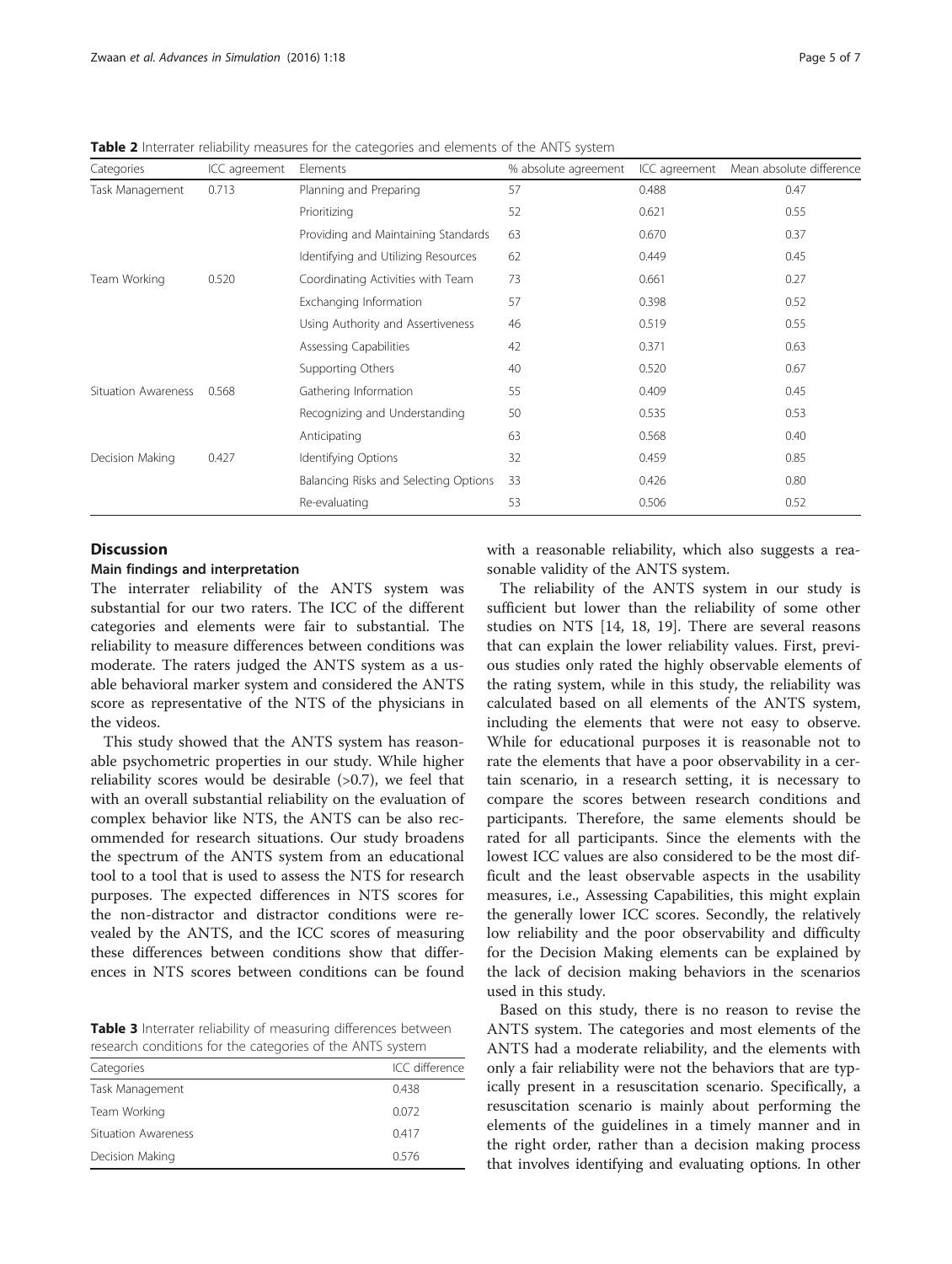**Table 2** Interrater reliability measures for the categories and elements of the ANTS system

| Categories | ICC agreement | Elements | % absolute agreement | ICC agreement | Mean absolute difference |
|---|---|---|---|---|---|
| Task Management | 0.713 | Planning and Preparing | 57 | 0.488 | 0.47 |
| | | Prioritizing | 52 | 0.621 | 0.55 |
| | | Providing and Maintaining Standards | 63 | 0.670 | 0.37 |
| | | Identifying and Utilizing Resources | 62 | 0.449 | 0.45 |
| Team Working | 0.520 | Coordinating Activities with Team | 73 | 0.661 | 0.27 |
| | | Exchanging Information | 57 | 0.398 | 0.52 |
| | | Using Authority and Assertiveness | 46 | 0.519 | 0.55 |
| | | Assessing Capabilities | 42 | 0.371 | 0.63 |
| | | Supporting Others | 40 | 0.520 | 0.67 |
| Situation Awareness | 0.568 | Gathering Information | 55 | 0.409 | 0.45 |
| | | Recognizing and Understanding | 50 | 0.535 | 0.53 |
| | | Anticipating | 63 | 0.568 | 0.40 |
| Decision Making | 0.427 | Identifying Options | 32 | 0.459 | 0.85 |
| | | Balancing Risks and Selecting Options | 33 | 0.426 | 0.80 |
| | | Re-evaluating | 53 | 0.506 | 0.52 |

## Discussion

### Main findings and interpretation

The interrater reliability of the ANTS system was substantial for our two raters. The ICC of the different categories and elements were fair to substantial. The reliability to measure differences between conditions was moderate. The raters judged the ANTS system as a usable behavioral marker system and considered the ANTS score as representative of the NTS of the physicians in the videos.

This study showed that the ANTS system has reasonable psychometric properties in our study. While higher reliability scores would be desirable (>0.7), we feel that with an overall substantial reliability on the evaluation of complex behavior like NTS, the ANTS can be also recommended for research situations. Our study broadens the spectrum of the ANTS system from an educational tool to a tool that is used to assess the NTS for research purposes. The expected differences in NTS scores for the non-distractor and distractor conditions were revealed by the ANTS, and the ICC scores of measuring these differences between conditions show that differences in NTS scores between conditions can be found with a reasonable reliability, which also suggests a reasonable validity of the ANTS system.

**Table 3** Interrater reliability of measuring differences between research conditions for the categories of the ANTS system

| Categories | ICC difference |
|---|---|
| Task Management | 0.438 |
| Team Working | 0.072 |
| Situation Awareness | 0.417 |
| Decision Making | 0.576 |

The reliability of the ANTS system in our study is sufficient but lower than the reliability of some other studies on NTS [14, 18, 19]. There are several reasons that can explain the lower reliability values. First, previous studies only rated the highly observable elements of the rating system, while in this study, the reliability was calculated based on all elements of the ANTS system, including the elements that were not easy to observe. While for educational purposes it is reasonable not to rate the elements that have a poor observability in a certain scenario, in a research setting, it is necessary to compare the scores between research conditions and participants. Therefore, the same elements should be rated for all participants. Since the elements with the lowest ICC values are also considered to be the most difficult and the least observable aspects in the usability measures, i.e., Assessing Capabilities, this might explain the generally lower ICC scores. Secondly, the relatively low reliability and the poor observability and difficulty for the Decision Making elements can be explained by the lack of decision making behaviors in the scenarios used in this study.

Based on this study, there is no reason to revise the ANTS system. The categories and most elements of the ANTS had a moderate reliability, and the elements with only a fair reliability were not the behaviors that are typically present in a resuscitation scenario. Specifically, a resuscitation scenario is mainly about performing the elements of the guidelines in a timely manner and in the right order, rather than a decision making process that involves identifying and evaluating options. In other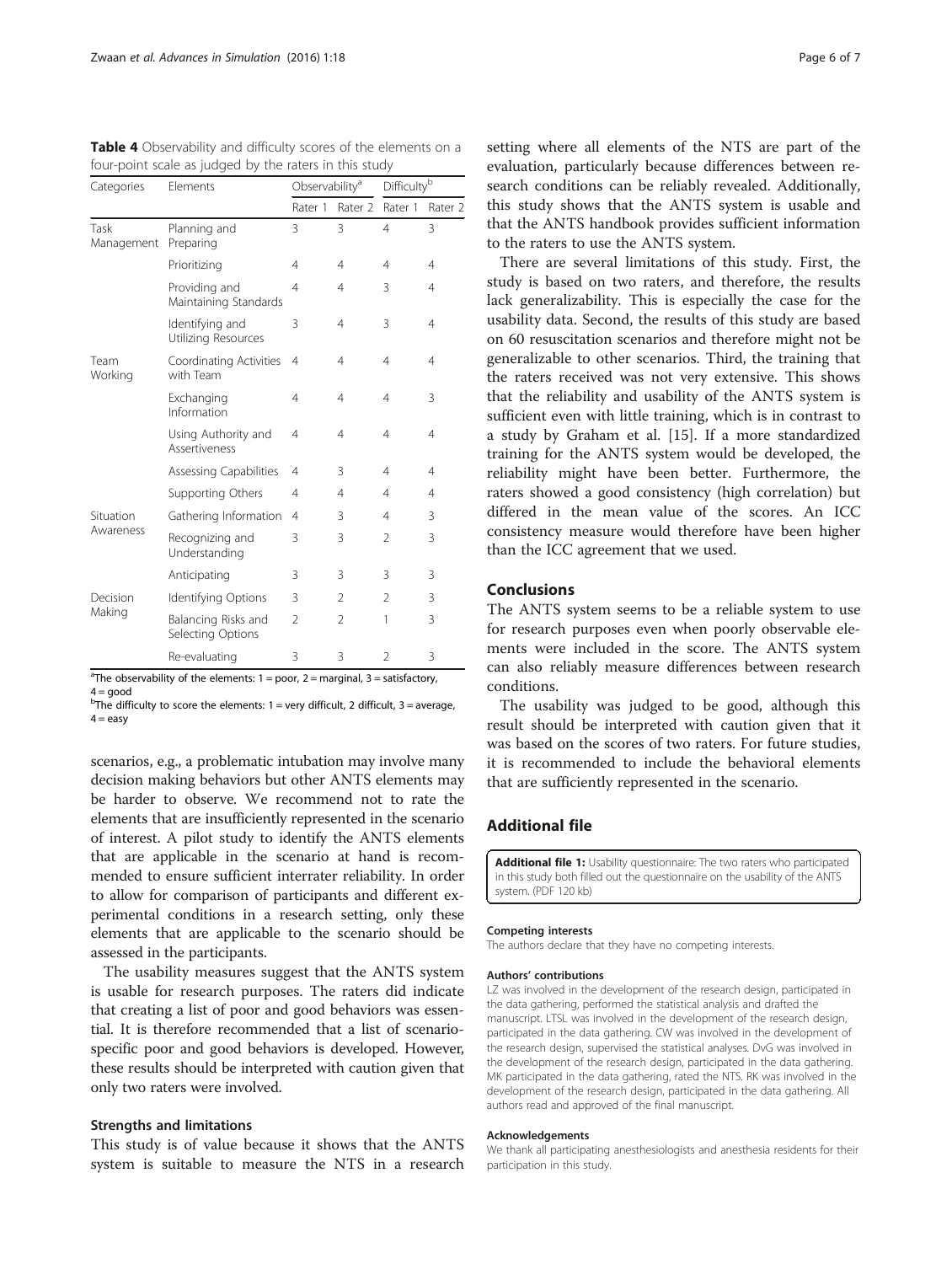**Table 4** Observability and difficulty scores of the elements on a four-point scale as judged by the raters in this study

| Categories | Elements | Observability[a] | | Difficulty[b] | |
|---|---|---|---|---|---|
| | | Rater 1 | Rater 2 | Rater 1 | Rater 2 |
| Task Management | Planning and Preparing | 3 | 3 | 4 | 3 |
| | Prioritizing | 4 | 4 | 4 | 4 |
| | Providing and Maintaining Standards | 4 | 4 | 3 | 4 |
| | Identifying and Utilizing Resources | 3 | 4 | 3 | 4 |
| Team Working | Coordinating Activities with Team | 4 | 4 | 4 | 4 |
| | Exchanging Information | 4 | 4 | 4 | 3 |
| | Using Authority and Assertiveness | 4 | 4 | 4 | 4 |
| | Assessing Capabilities | 4 | 3 | 4 | 4 |
| | Supporting Others | 4 | 4 | 4 | 4 |
| Situation Awareness | Gathering Information | 4 | 3 | 4 | 3 |
| | Recognizing and Understanding | 3 | 3 | 2 | 3 |
| | Anticipating | 3 | 3 | 3 | 3 |
| Decision Making | Identifying Options | 3 | 2 | 2 | 3 |
| | Balancing Risks and Selecting Options | 2 | 2 | 1 | 3 |
| | Re-evaluating | 3 | 3 | 2 | 3 |

[a]The observability of the elements: 1 = poor, 2 = marginal, 3 = satisfactory, 4 = good
[b]The difficulty to score the elements: 1 = very difficult, 2 difficult, 3 = average, 4 = easy

scenarios, e.g., a problematic intubation may involve many decision making behaviors but other ANTS elements may be harder to observe. We recommend not to rate the elements that are insufficiently represented in the scenario of interest. A pilot study to identify the ANTS elements that are applicable in the scenario at hand is recommended to ensure sufficient interrater reliability. In order to allow for comparison of participants and different experimental conditions in a research setting, only these elements that are applicable to the scenario should be assessed in the participants.

The usability measures suggest that the ANTS system is usable for research purposes. The raters did indicate that creating a list of poor and good behaviors was essential. It is therefore recommended that a list of scenario-specific poor and good behaviors is developed. However, these results should be interpreted with caution given that only two raters were involved.

### Strengths and limitations

This study is of value because it shows that the ANTS system is suitable to measure the NTS in a research setting where all elements of the NTS are part of the evaluation, particularly because differences between research conditions can be reliably revealed. Additionally, this study shows that the ANTS system is usable and that the ANTS handbook provides sufficient information to the raters to use the ANTS system.

There are several limitations of this study. First, the study is based on two raters, and therefore, the results lack generalizability. This is especially the case for the usability data. Second, the results of this study are based on 60 resuscitation scenarios and therefore might not be generalizable to other scenarios. Third, the training that the raters received was not very extensive. This shows that the reliability and usability of the ANTS system is sufficient even with little training, which is in contrast to a study by Graham et al. [15]. If a more standardized training for the ANTS system would be developed, the reliability might have been better. Furthermore, the raters showed a good consistency (high correlation) but differed in the mean value of the scores. An ICC consistency measure would therefore have been higher than the ICC agreement that we used.

## Conclusions

The ANTS system seems to be a reliable system to use for research purposes even when poorly observable elements were included in the score. The ANTS system can also reliably measure differences between research conditions.

The usability was judged to be good, although this result should be interpreted with caution given that it was based on the scores of two raters. For future studies, it is recommended to include the behavioral elements that are sufficiently represented in the scenario.

## Additional file

**Additional file 1:** Usability questionnaire: The two raters who participated in this study both filled out the questionnaire on the usability of the ANTS system. (PDF 120 kb)

#### Competing interests
The authors declare that they have no competing interests.

#### Authors' contributions
LZ was involved in the development of the research design, participated in the data gathering, performed the statistical analysis and drafted the manuscript. LTSL was involved in the development of the research design, participated in the data gathering. CW was involved in the development of the research design, supervised the statistical analyses. DvG was involved in the development of the research design, participated in the data gathering. MK participated in the data gathering, rated the NTS. RK was involved in the development of the research design, participated in the data gathering. All authors read and approved of the final manuscript.

#### Acknowledgements
We thank all participating anesthesiologists and anesthesia residents for their participation in this study.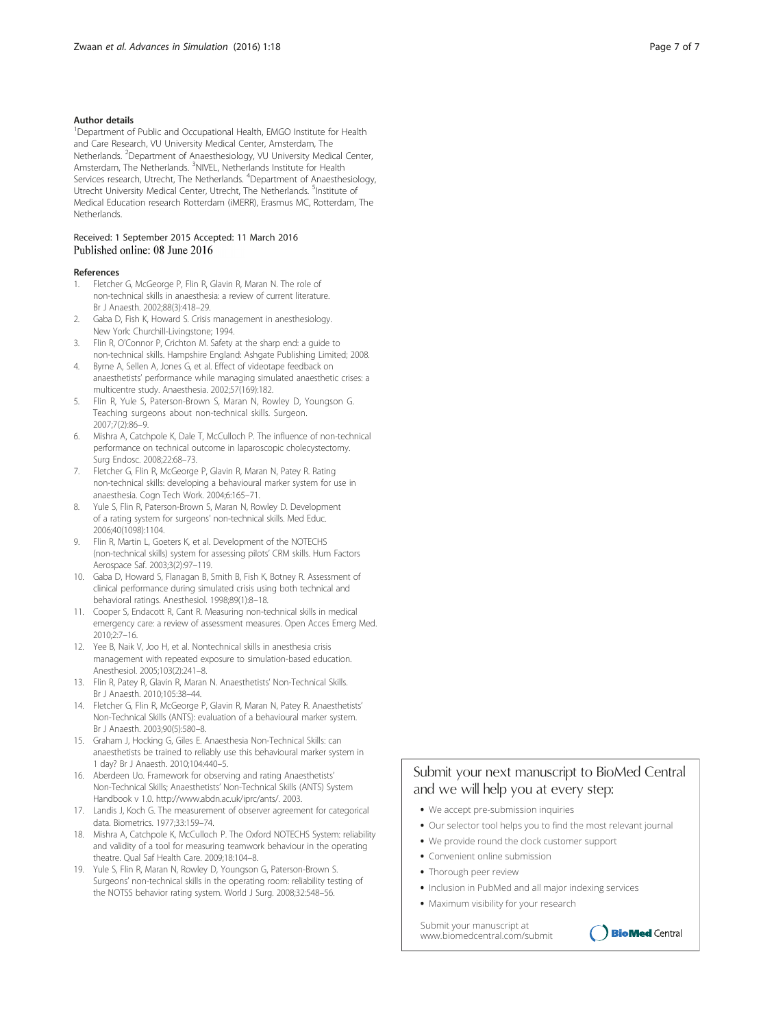### Author details

[1]Department of Public and Occupational Health, EMGO Institute for Health and Care Research, VU University Medical Center, Amsterdam, The Netherlands. [2]Department of Anaesthesiology, VU University Medical Center, Amsterdam, The Netherlands. [3]NIVEL, Netherlands Institute for Health Services research, Utrecht, The Netherlands. [4]Department of Anaesthesiology, Utrecht University Medical Center, Utrecht, The Netherlands. [5]Institute of Medical Education research Rotterdam (iMERR), Erasmus MC, Rotterdam, The Netherlands.

Received: 1 September 2015 Accepted: 11 March 2016
Published online: 08 June 2016

### References

1. Fletcher G, McGeorge P, Flin R, Glavin R, Maran N. The role of non-technical skills in anaesthesia: a review of current literature. Br J Anaesth. 2002;88(3):418–29.
2. Gaba D, Fish K, Howard S. Crisis management in anesthesiology. New York: Churchill-Livingstone; 1994.
3. Flin R, O'Connor P, Crichton M. Safety at the sharp end: a guide to non-technical skills. Hampshire England: Ashgate Publishing Limited; 2008.
4. Byrne A, Sellen A, Jones G, et al. Effect of videotape feedback on anaesthetists' performance while managing simulated anaesthetic crises: a multicentre study. Anaesthesia. 2002;57(169):182.
5. Flin R, Yule S, Paterson-Brown S, Maran N, Rowley D, Youngson G. Teaching surgeons about non-technical skills. Surgeon. 2007;7(2):86–9.
6. Mishra A, Catchpole K, Dale T, McCulloch P. The influence of non-technical performance on technical outcome in laparoscopic cholecystectomy. Surg Endosc. 2008;22:68–73.
7. Fletcher G, Flin R, McGeorge P, Glavin R, Maran N, Patey R. Rating non-technical skills: developing a behavioural marker system for use in anaesthesia. Cogn Tech Work. 2004;6:165–71.
8. Yule S, Flin R, Paterson-Brown S, Maran N, Rowley D. Development of a rating system for surgeons' non-technical skills. Med Educ. 2006;40(1098):1104.
9. Flin R, Martin L, Goeters K, et al. Development of the NOTECHS (non-technical skills) system for assessing pilots' CRM skills. Hum Factors Aerospace Saf. 2003;3(2):97–119.
10. Gaba D, Howard S, Flanagan B, Smith B, Fish K, Botney R. Assessment of clinical performance during simulated crisis using both technical and behavioral ratings. Anesthesiol. 1998;89(1):8–18.
11. Cooper S, Endacott R, Cant R. Measuring non-technical skills in medical emergency care: a review of assessment measures. Open Acces Emerg Med. 2010;2:7–16.
12. Yee B, Naik V, Joo H, et al. Nontechnical skills in anesthesia crisis management with repeated exposure to simulation-based education. Anesthesiol. 2005;103(2):241–8.
13. Flin R, Patey R, Glavin R, Maran N. Anaesthetists' Non-Technical Skills. Br J Anaesth. 2010;105:38–44.
14. Fletcher G, Flin R, McGeorge P, Glavin R, Maran N, Patey R. Anaesthetists' Non-Technical Skills (ANTS): evaluation of a behavioural marker system. Br J Anaesth. 2003;90(5):580–8.
15. Graham J, Hocking G, Giles E. Anaesthesia Non-Technical Skills: can anaesthetists be trained to reliably use this behavioural marker system in 1 day? Br J Anaesth. 2010;104:440–5.
16. Aberdeen Uo. Framework for observing and rating Anaesthetists' Non-Technical Skills; Anaesthetists' Non-Technical Skills (ANTS) System Handbook v 1.0. http://www.abdn.ac.uk/iprc/ants/. 2003.
17. Landis J, Koch G. The measurement of observer agreement for categorical data. Biometrics. 1977;33:159–74.
18. Mishra A, Catchpole K, McCulloch P. The Oxford NOTECHS System: reliability and validity of a tool for measuring teamwork behaviour in the operating theatre. Qual Saf Health Care. 2009;18:104–8.
19. Yule S, Flin R, Maran N, Rowley D, Youngson G, Paterson-Brown S. Surgeons' non-technical skills in the operating room: reliability testing of the NOTSS behavior rating system. World J Surg. 2008;32:548–56.

Submit your next manuscript to BioMed Central and we will help you at every step:

- We accept pre-submission inquiries
- Our selector tool helps you to find the most relevant journal
- We provide round the clock customer support
- Convenient online submission
- Thorough peer review
- Inclusion in PubMed and all major indexing services
- Maximum visibility for your research

Submit your manuscript at www.biomedcentral.com/submit

BioMed Central